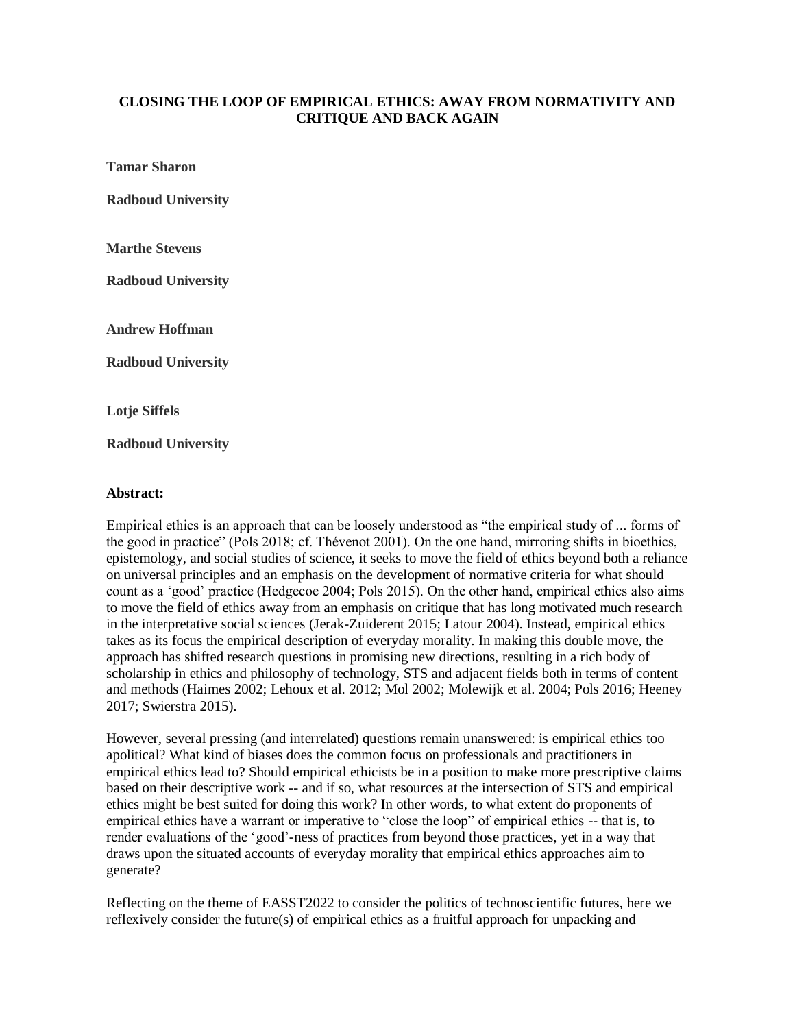# CLOSING THE LOOP OF EMPIRICAL ETHICS: AWAY FROM NORMATIVITY AND CRITIQUE AND BACK AGAIN

**Tamar Sharon**

**Radboud University**

**Marthe Stevens**

**Radboud University**

**Andrew Hoffman**

**Radboud University**

**Lotje Siffels**

**Radboud University**

**Abstract:**

Empirical ethics is an approach that can be loosely understood as "the empirical study of ... forms of the good in practice" (Pols 2018; cf. Thévenot 2001). On the one hand, mirroring shifts in bioethics, epistemology, and social studies of science, it seeks to move the field of ethics beyond both a reliance on universal principles and an emphasis on the development of normative criteria for what should count as a 'good' practice (Hedgecoe 2004; Pols 2015). On the other hand, empirical ethics also aims to move the field of ethics away from an emphasis on critique that has long motivated much research in the interpretative social sciences (Jerak-Zuiderent 2015; Latour 2004). Instead, empirical ethics takes as its focus the empirical description of everyday morality. In making this double move, the approach has shifted research questions in promising new directions, resulting in a rich body of scholarship in ethics and philosophy of technology, STS and adjacent fields both in terms of content and methods (Haimes 2002; Lehoux et al. 2012; Mol 2002; Molewijk et al. 2004; Pols 2016; Heeney 2017; Swierstra 2015).

However, several pressing (and interrelated) questions remain unanswered: is empirical ethics too apolitical? What kind of biases does the common focus on professionals and practitioners in empirical ethics lead to? Should empirical ethicists be in a position to make more prescriptive claims based on their descriptive work -- and if so, what resources at the intersection of STS and empirical ethics might be best suited for doing this work? In other words, to what extent do proponents of empirical ethics have a warrant or imperative to "close the loop" of empirical ethics -- that is, to render evaluations of the 'good'-ness of practices from beyond those practices, yet in a way that draws upon the situated accounts of everyday morality that empirical ethics approaches aim to generate?

Reflecting on the theme of EASST2022 to consider the politics of technoscientific futures, here we reflexively consider the future(s) of empirical ethics as a fruitful approach for unpacking and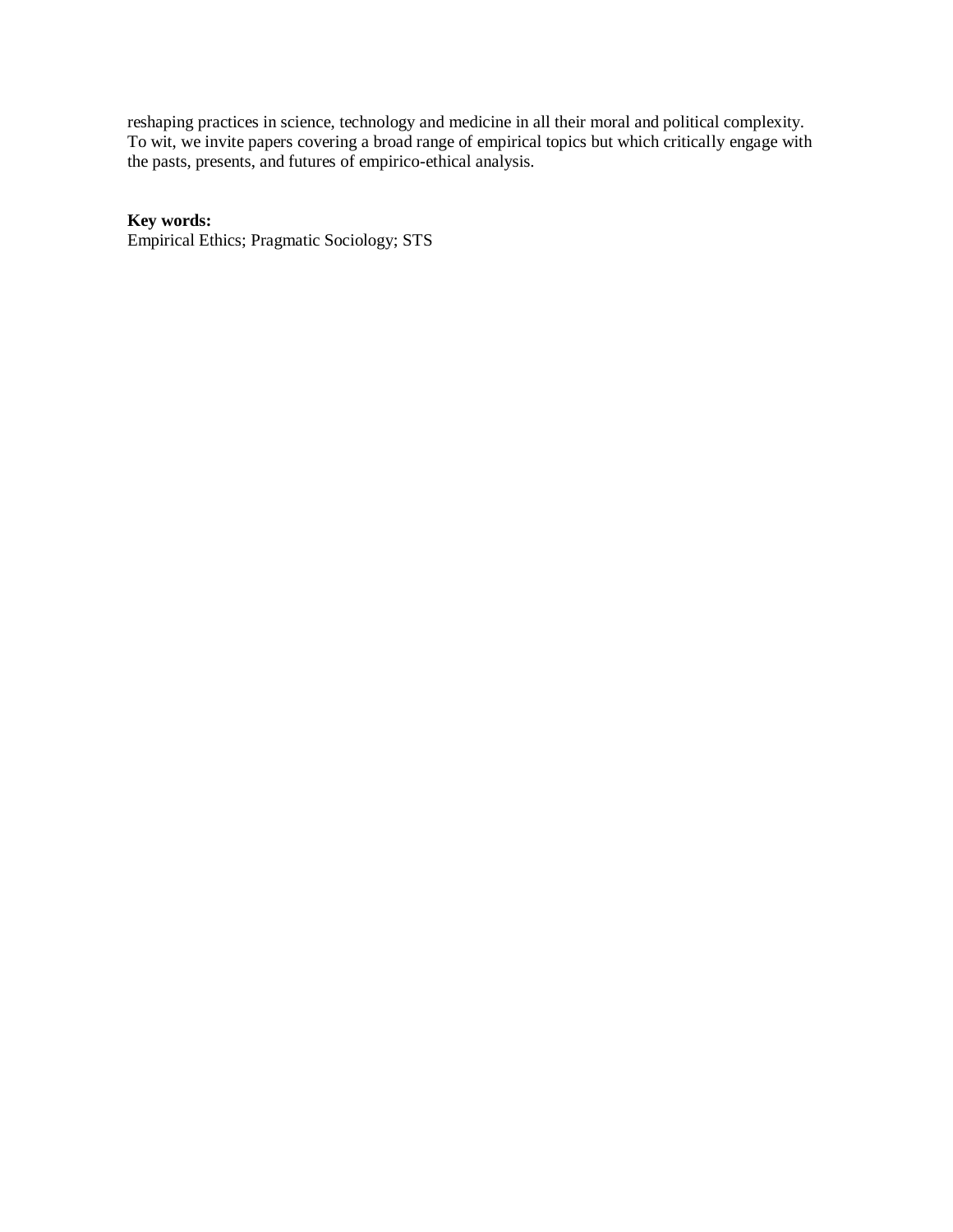reshaping practices in science, technology and medicine in all their moral and political complexity. To wit, we invite papers covering a broad range of empirical topics but which critically engage with the pasts, presents, and futures of empirico-ethical analysis.

**Key words:**
Empirical Ethics; Pragmatic Sociology; STS